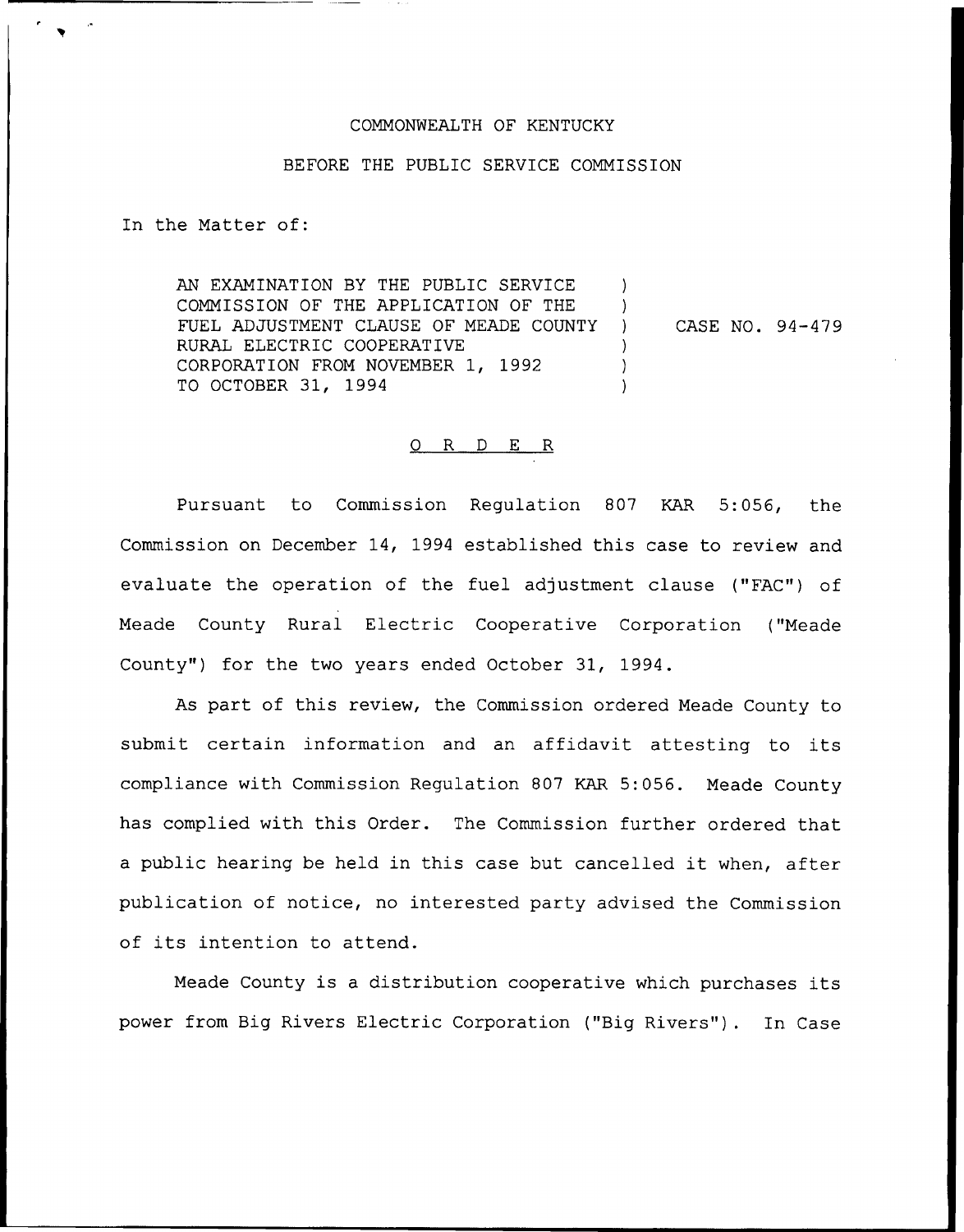COMMONWEALTH OF KENTUCKY

BEFORE THE PUBLIC SERVICE COMMISSION

In the Matter of:

AN EXAMINATION BY THE PUBLIC SERVICE COMMISSION OF THE APPLICATION OF THE FUEL ADJUSTMENT CLAUSE OF MEADE COUNTY RURAL ELECTRIC COOPERATIVE CORPORATION FROM NOVEMBER 1, 1992 TO OCTOBER 31, 1994 ) CASE NO. 94-479

## O R D E R

Pursuant to Commission Regulation 807 KAR 5:056, the Commission on December 14, 1994 established this case to review and evaluate the operation of the fuel adjustment clause ("FAC") of Meade County Rural Electric Cooperative Corporation ("Meade County") for the two years ended October 31, 1994.

As part of this review, the Commission ordered Meade County to submit certain information and an affidavit attesting to its compliance with Commission Regulation 807 KAR 5:056. Meade County has complied with this Order. The Commission further ordered that a public hearing be held in this case but cancelled it when, after publication of notice, no interested party advised the Commission of its intention to attend.

Meade County is a distribution cooperative which purchases its power from Big Rivers Electric Corporation ("Big Rivers"). In Case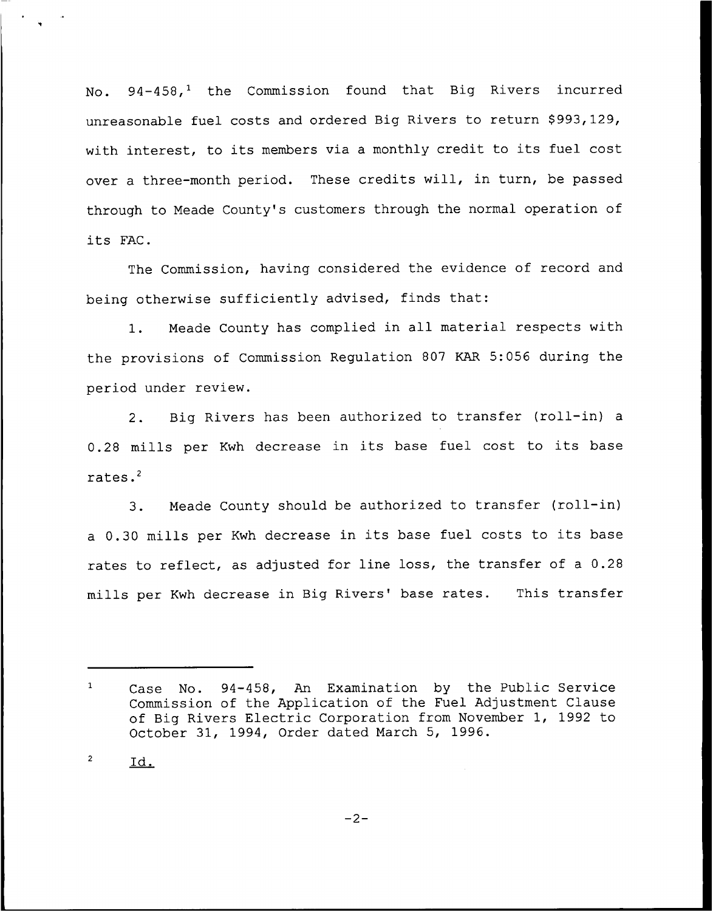No. 94-458,[1] the Commission found that Big Rivers incurred unreasonable fuel costs and ordered Big Rivers to return $993,129, with interest, to its members via a monthly credit to its fuel cost over a three-month period. These credits will, in turn, be passed through to Meade County's customers through the normal operation of its FAC.

The Commission, having considered the evidence of record and being otherwise sufficiently advised, finds that:

1. Meade County has complied in all material respects with the provisions of Commission Regulation 807 KAR 5:056 during the period under review.

2. Big Rivers has been authorized to transfer (roll-in) a 0.28 mills per Kwh decrease in its base fuel cost to its base rates.[2]

3. Meade County should be authorized to transfer (roll-in) a 0.30 mills per Kwh decrease in its base fuel costs to its base rates to reflect, as adjusted for line loss, the transfer of a 0.28 mills per Kwh decrease in Big Rivers' base rates. This transfer

---

[1] Case No. 94-458, An Examination by the Public Service Commission of the Application of the Fuel Adjustment Clause of Big Rivers Electric Corporation from November 1, 1992 to October 31, 1994, Order dated March 5, 1996.

[2] Id.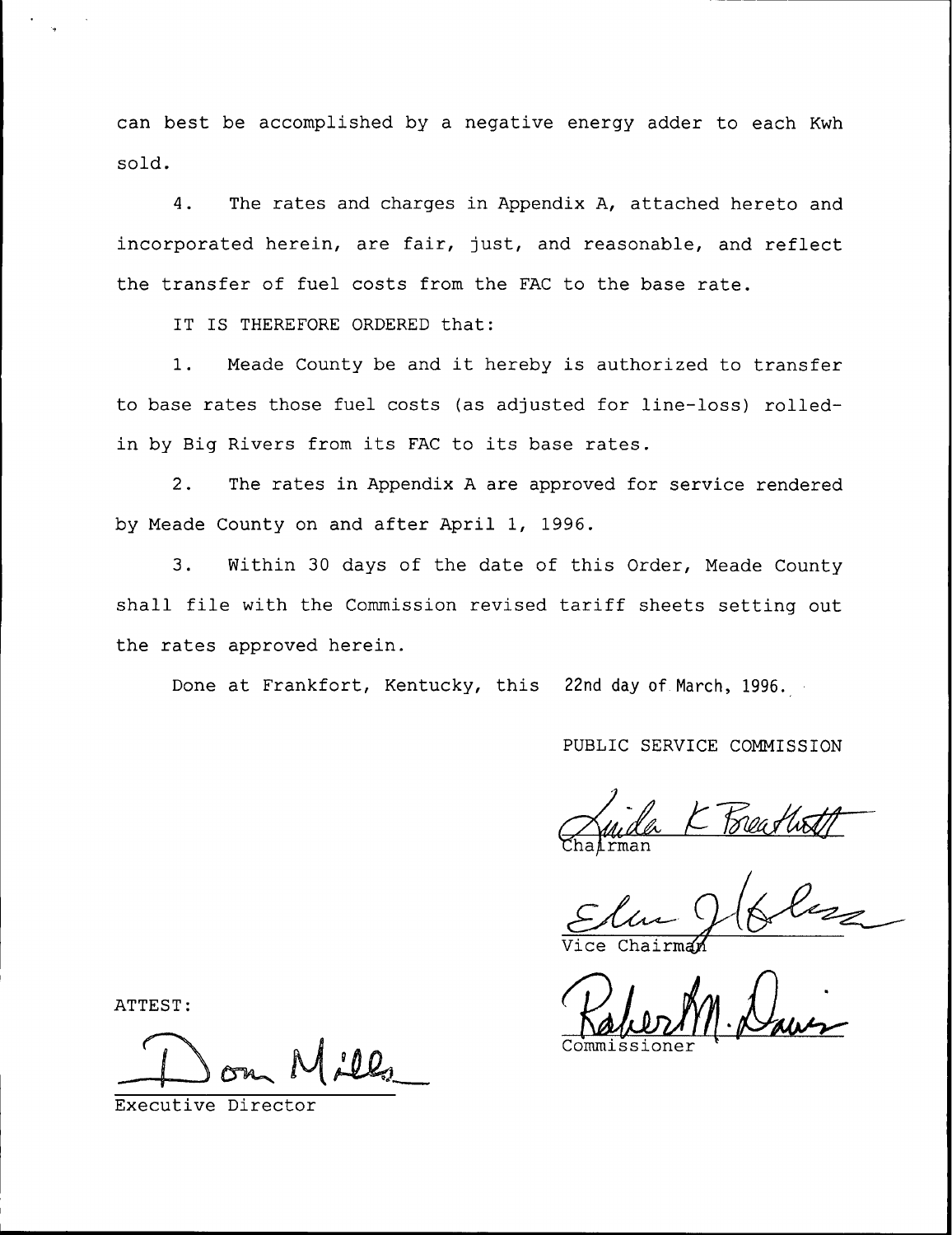can best be accomplished by a negative energy adder to each Kwh sold.

4. The rates and charges in Appendix A, attached hereto and incorporated herein, are fair, just, and reasonable, and reflect the transfer of fuel costs from the FAC to the base rate.

IT IS THEREFORE ORDERED that:

1. Meade County be and it hereby is authorized to transfer to base rates those fuel costs (as adjusted for line-loss) rolled-in by Big Rivers from its FAC to its base rates.

2. The rates in Appendix A are approved for service rendered by Meade County on and after April 1, 1996.

3. Within 30 days of the date of this Order, Meade County shall file with the Commission revised tariff sheets setting out the rates approved herein.

Done at Frankfort, Kentucky, this 22nd day of March, 1996.

PUBLIC SERVICE COMMISSION

Linda K Breathitt
Chairman

Vice Chairman

Robert M. Davis
Commissioner

ATTEST:

Don Mills
Executive Director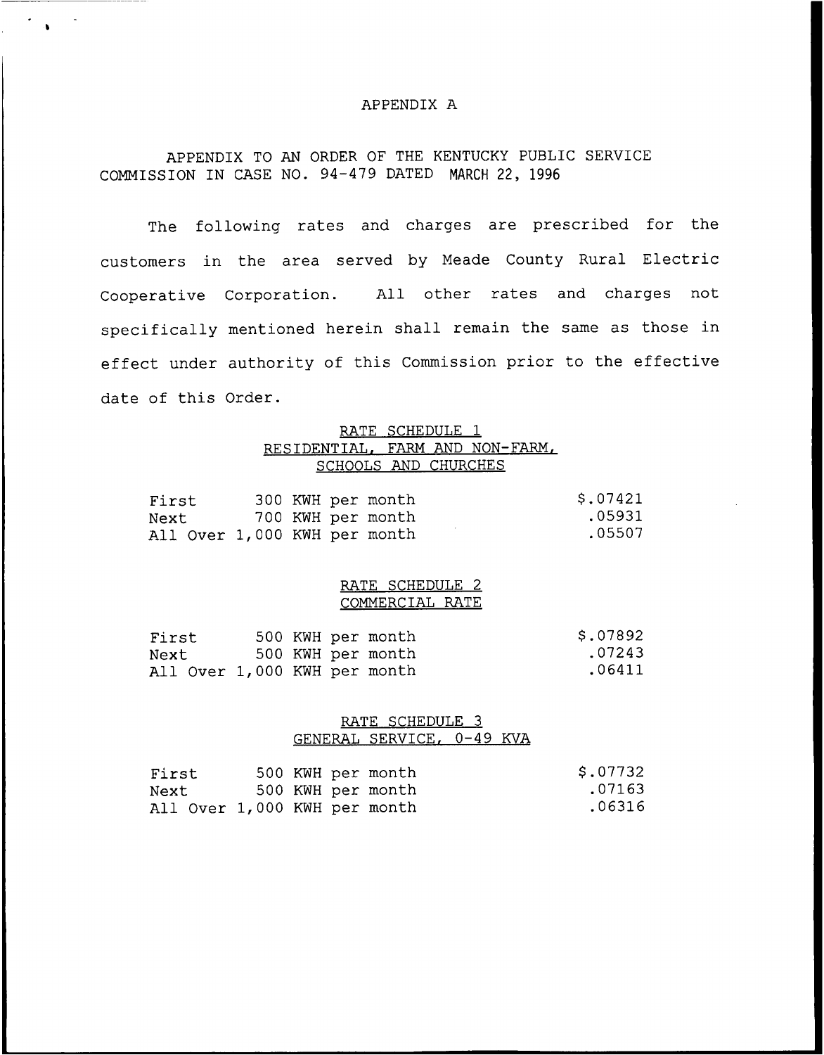# APPENDIX A

APPENDIX TO AN ORDER OF THE KENTUCKY PUBLIC SERVICE COMMISSION IN CASE NO. 94-479 DATED MARCH 22, 1996

The following rates and charges are prescribed for the customers in the area served by Meade County Rural Electric Cooperative Corporation. All other rates and charges not specifically mentioned herein shall remain the same as those in effect under authority of this Commission prior to the effective date of this Order.

## RATE SCHEDULE 1
## RESIDENTIAL, FARM AND NON-FARM, SCHOOLS AND CHURCHES

| | | |
|---|---|---|
| First | 300 KWH per month | $.07421 |
| Next | 700 KWH per month | .05931 |
| All Over | 1,000 KWH per month | .05507 |

## RATE SCHEDULE 2
## COMMERCIAL RATE

| | | |
|---|---|---|
| First | 500 KWH per month | $.07892 |
| Next | 500 KWH per month | .07243 |
| All Over | 1,000 KWH per month | .06411 |

## RATE SCHEDULE 3
## GENERAL SERVICE, 0-49 KVA

| | | |
|---|---|---|
| First | 500 KWH per month | $.07732 |
| Next | 500 KWH per month | .07163 |
| All Over | 1,000 KWH per month | .06316 |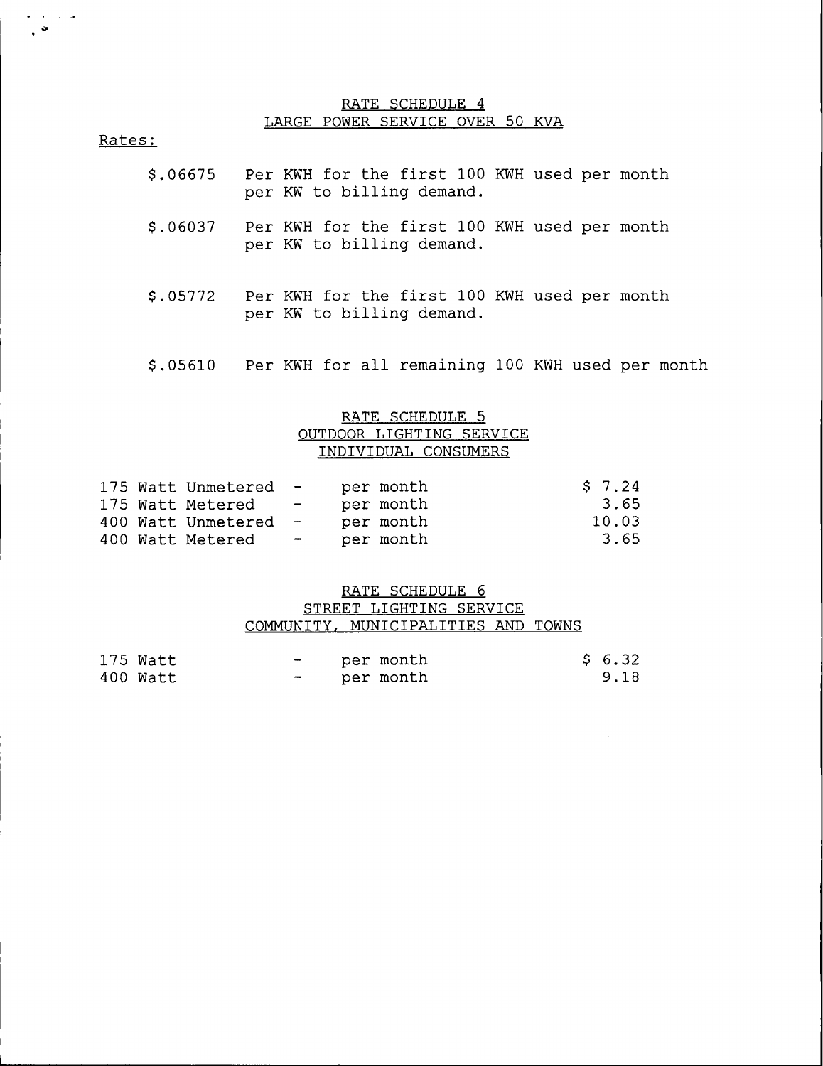## RATE SCHEDULE 4
## LARGE POWER SERVICE OVER 50 KVA

Rates:

$.06675 Per KWH for the first 100 KWH used per month per KW to billing demand.

$.06037 Per KWH for the first 100 KWH used per month per KW to billing demand.

$.05772 Per KWH for the first 100 KWH used per month per KW to billing demand.

$.05610 Per KWH for all remaining 100 KWH used per month

## RATE SCHEDULE 5
## OUTDOOR LIGHTING SERVICE
## INDIVIDUAL CONSUMERS

| | | | |
|---|---|---|---|
| 175 Watt Unmetered | - | per month | $ 7.24 |
| 175 Watt Metered | - | per month | 3.65 |
| 400 Watt Unmetered | - | per month | 10.03 |
| 400 Watt Metered | - | per month | 3.65 |

## RATE SCHEDULE 6
## STREET LIGHTING SERVICE
## COMMUNITY, MUNICIPALITIES AND TOWNS

| | | | |
|---|---|---|---|
| 175 Watt | - | per month | $ 6.32 |
| 400 Watt | - | per month | 9.18 |